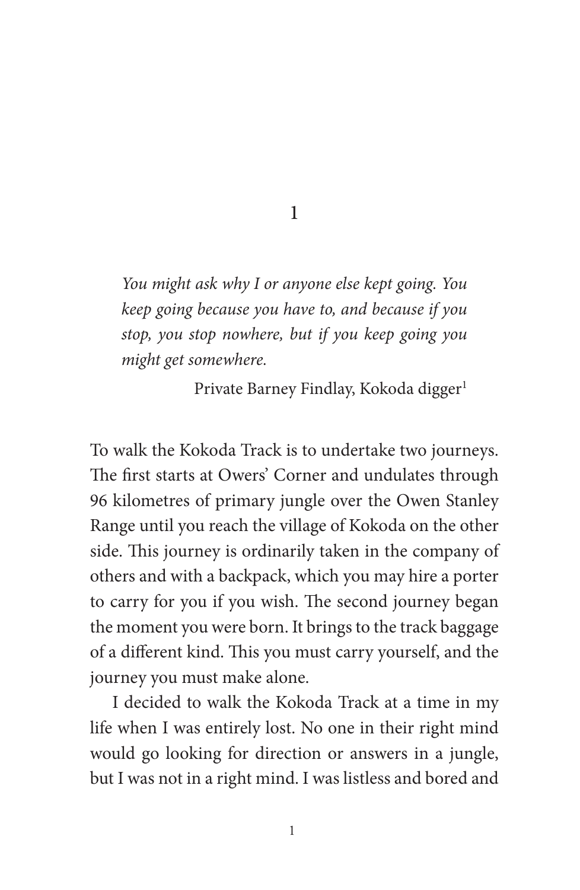# 1

> *You might ask why I or anyone else kept going. You keep going because you have to, and because if you stop, you stop nowhere, but if you keep going you might get somewhere.*
>
> Private Barney Findlay, Kokoda digger[1]

To walk the Kokoda Track is to undertake two journeys. The first starts at Owers' Corner and undulates through 96 kilometres of primary jungle over the Owen Stanley Range until you reach the village of Kokoda on the other side. This journey is ordinarily taken in the company of others and with a backpack, which you may hire a porter to carry for you if you wish. The second journey began the moment you were born. It brings to the track baggage of a different kind. This you must carry yourself, and the journey you must make alone.

I decided to walk the Kokoda Track at a time in my life when I was entirely lost. No one in their right mind would go looking for direction or answers in a jungle, but I was not in a right mind. I was listless and bored and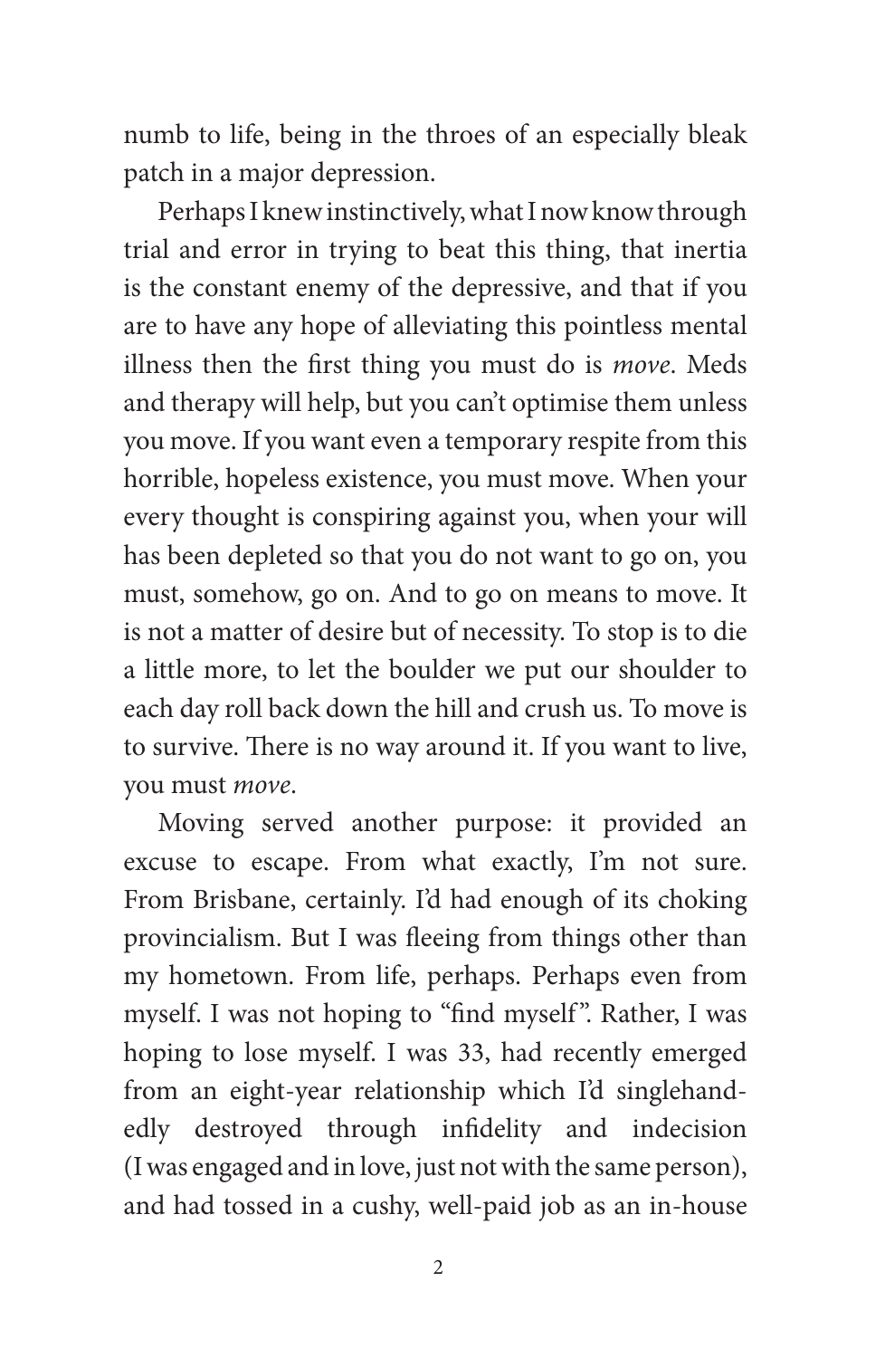numb to life, being in the throes of an especially bleak patch in a major depression.

Perhaps I knew instinctively, what I now know through trial and error in trying to beat this thing, that inertia is the constant enemy of the depressive, and that if you are to have any hope of alleviating this pointless mental illness then the first thing you must do is *move*. Meds and therapy will help, but you can't optimise them unless you move. If you want even a temporary respite from this horrible, hopeless existence, you must move. When your every thought is conspiring against you, when your will has been depleted so that you do not want to go on, you must, somehow, go on. And to go on means to move. It is not a matter of desire but of necessity. To stop is to die a little more, to let the boulder we put our shoulder to each day roll back down the hill and crush us. To move is to survive. There is no way around it. If you want to live, you must *move*.

Moving served another purpose: it provided an excuse to escape. From what exactly, I'm not sure. From Brisbane, certainly. I'd had enough of its choking provincialism. But I was fleeing from things other than my hometown. From life, perhaps. Perhaps even from myself. I was not hoping to "find myself". Rather, I was hoping to lose myself. I was 33, had recently emerged from an eight-year relationship which I'd singlehandedly destroyed through infidelity and indecision (I was engaged and in love, just not with the same person), and had tossed in a cushy, well-paid job as an in-house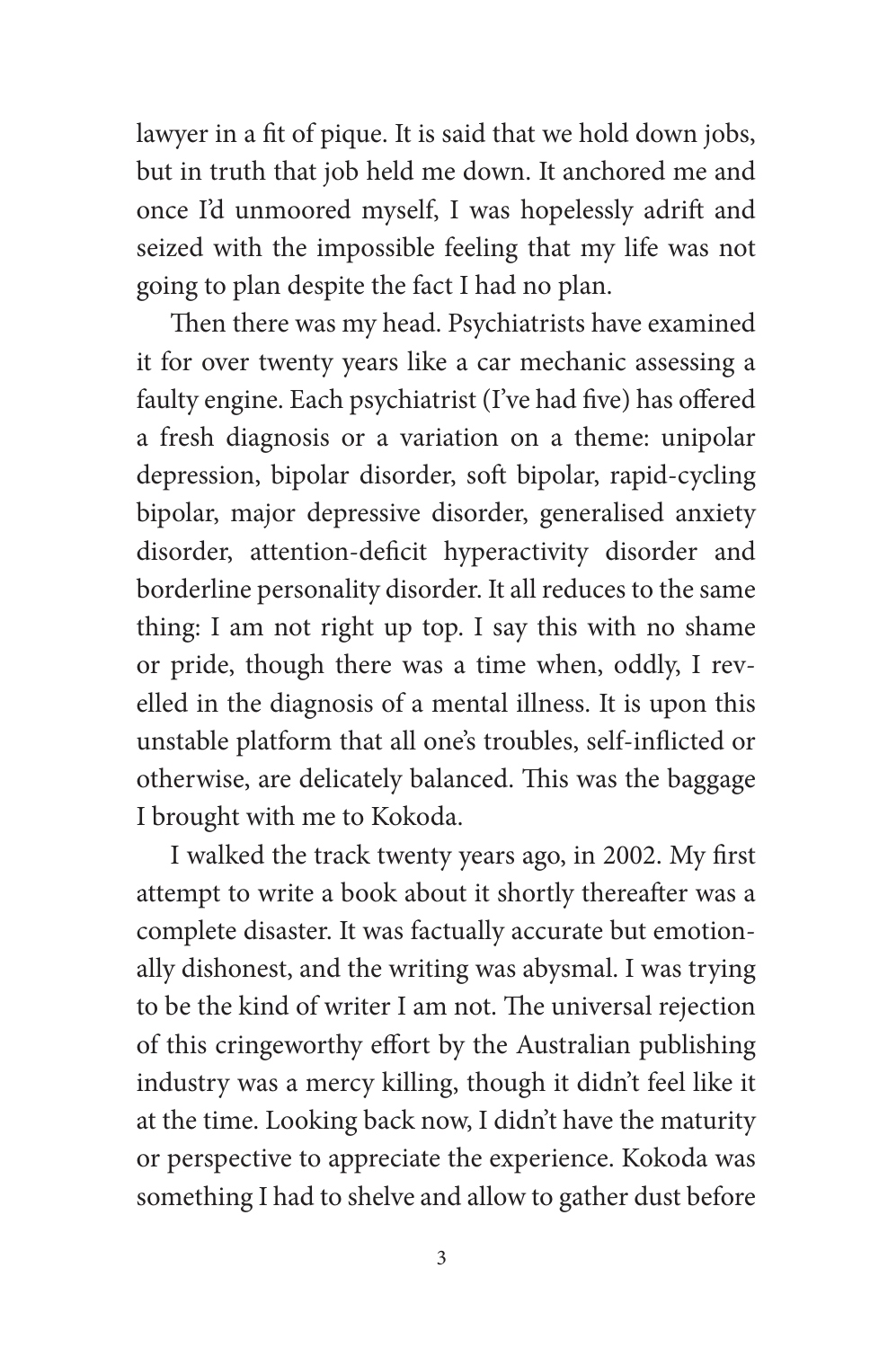lawyer in a fit of pique. It is said that we hold down jobs, but in truth that job held me down. It anchored me and once I'd unmoored myself, I was hopelessly adrift and seized with the impossible feeling that my life was not going to plan despite the fact I had no plan.

Then there was my head. Psychiatrists have examined it for over twenty years like a car mechanic assessing a faulty engine. Each psychiatrist (I've had five) has offered a fresh diagnosis or a variation on a theme: unipolar depression, bipolar disorder, soft bipolar, rapid-cycling bipolar, major depressive disorder, generalised anxiety disorder, attention-deficit hyperactivity disorder and borderline personality disorder. It all reduces to the same thing: I am not right up top. I say this with no shame or pride, though there was a time when, oddly, I revelled in the diagnosis of a mental illness. It is upon this unstable platform that all one's troubles, self-inflicted or otherwise, are delicately balanced. This was the baggage I brought with me to Kokoda.

I walked the track twenty years ago, in 2002. My first attempt to write a book about it shortly thereafter was a complete disaster. It was factually accurate but emotionally dishonest, and the writing was abysmal. I was trying to be the kind of writer I am not. The universal rejection of this cringeworthy effort by the Australian publishing industry was a mercy killing, though it didn't feel like it at the time. Looking back now, I didn't have the maturity or perspective to appreciate the experience. Kokoda was something I had to shelve and allow to gather dust before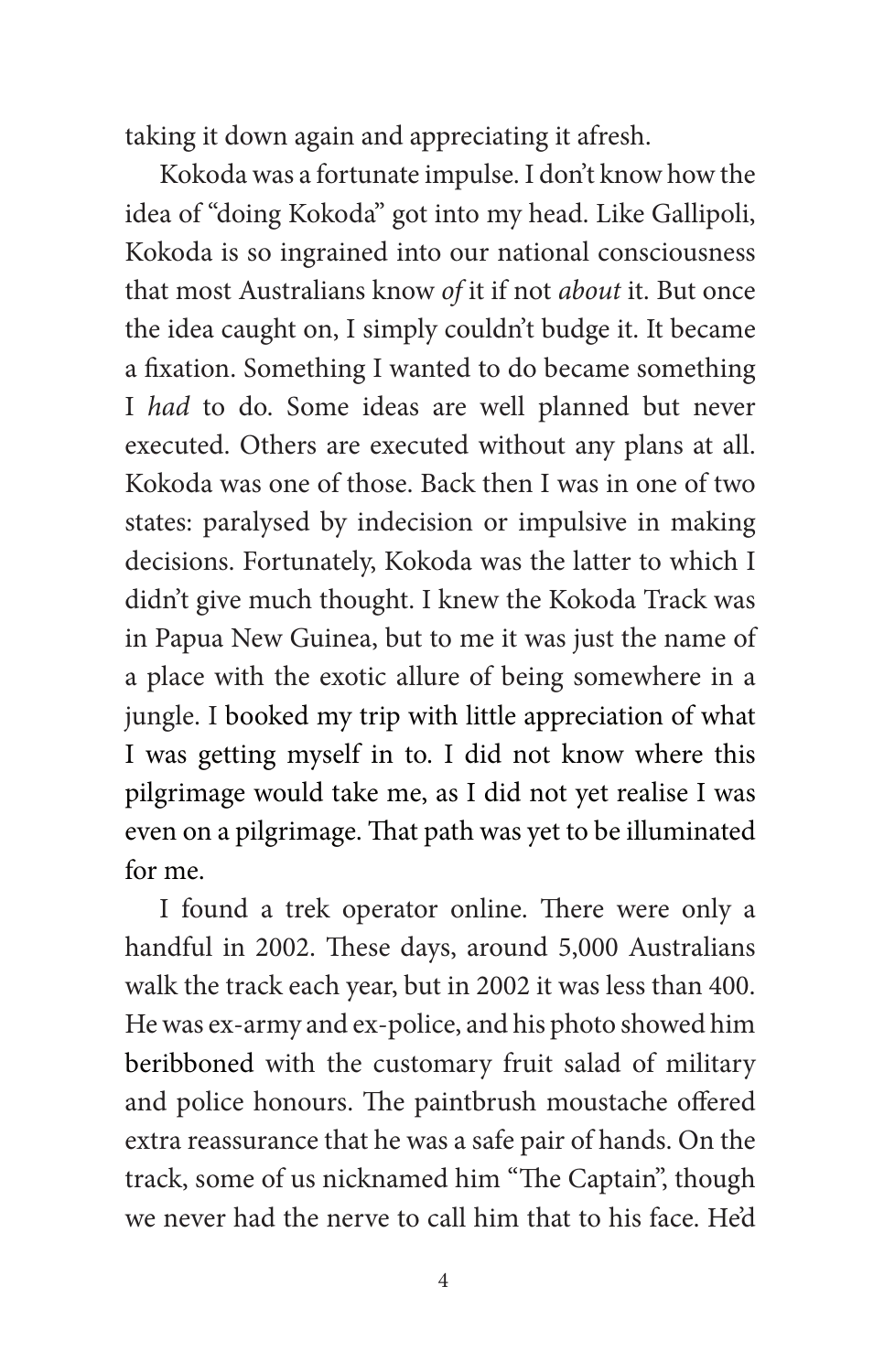taking it down again and appreciating it afresh.

Kokoda was a fortunate impulse. I don't know how the idea of "doing Kokoda" got into my head. Like Gallipoli, Kokoda is so ingrained into our national consciousness that most Australians know *of* it if not *about* it. But once the idea caught on, I simply couldn't budge it. It became a fixation. Something I wanted to do became something I *had* to do. Some ideas are well planned but never executed. Others are executed without any plans at all. Kokoda was one of those. Back then I was in one of two states: paralysed by indecision or impulsive in making decisions. Fortunately, Kokoda was the latter to which I didn't give much thought. I knew the Kokoda Track was in Papua New Guinea, but to me it was just the name of a place with the exotic allure of being somewhere in a jungle. I booked my trip with little appreciation of what I was getting myself in to. I did not know where this pilgrimage would take me, as I did not yet realise I was even on a pilgrimage. That path was yet to be illuminated for me.

I found a trek operator online. There were only a handful in 2002. These days, around 5,000 Australians walk the track each year, but in 2002 it was less than 400. He was ex-army and ex-police, and his photo showed him beribboned with the customary fruit salad of military and police honours. The paintbrush moustache offered extra reassurance that he was a safe pair of hands. On the track, some of us nicknamed him "The Captain", though we never had the nerve to call him that to his face. He'd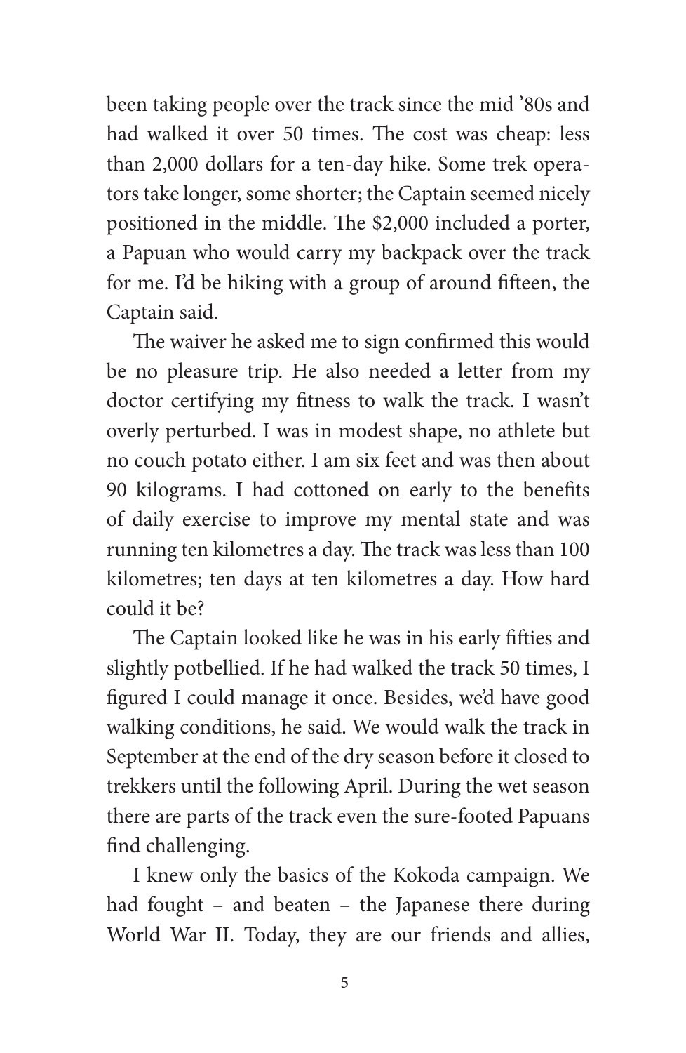been taking people over the track since the mid '80s and had walked it over 50 times. The cost was cheap: less than 2,000 dollars for a ten-day hike. Some trek operators take longer, some shorter; the Captain seemed nicely positioned in the middle. The $2,000 included a porter, a Papuan who would carry my backpack over the track for me. I'd be hiking with a group of around fifteen, the Captain said.

The waiver he asked me to sign confirmed this would be no pleasure trip. He also needed a letter from my doctor certifying my fitness to walk the track. I wasn't overly perturbed. I was in modest shape, no athlete but no couch potato either. I am six feet and was then about 90 kilograms. I had cottoned on early to the benefits of daily exercise to improve my mental state and was running ten kilometres a day. The track was less than 100 kilometres; ten days at ten kilometres a day. How hard could it be?

The Captain looked like he was in his early fifties and slightly potbellied. If he had walked the track 50 times, I figured I could manage it once. Besides, we'd have good walking conditions, he said. We would walk the track in September at the end of the dry season before it closed to trekkers until the following April. During the wet season there are parts of the track even the sure-footed Papuans find challenging.

I knew only the basics of the Kokoda campaign. We had fought – and beaten – the Japanese there during World War II. Today, they are our friends and allies,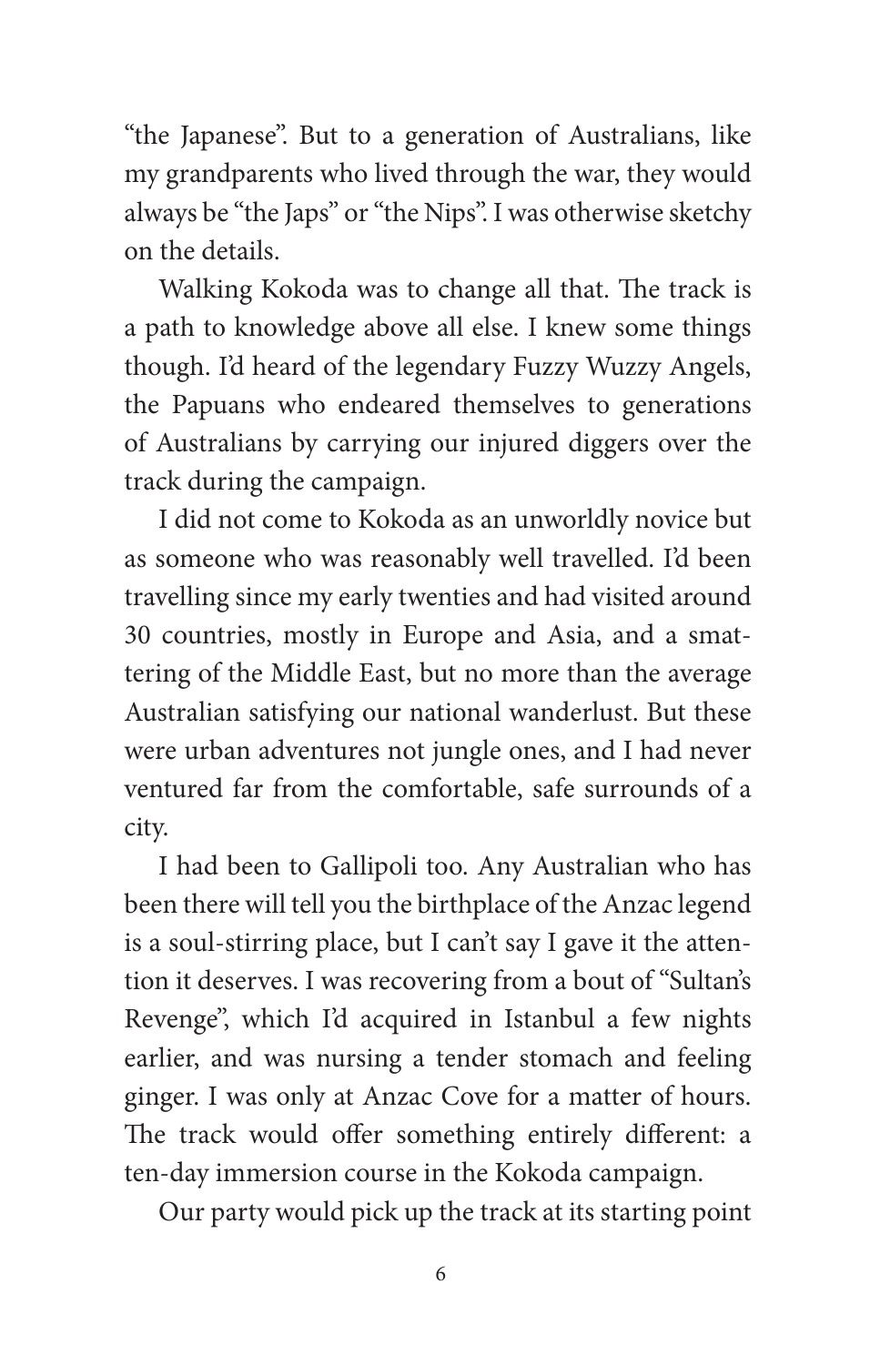"the Japanese". But to a generation of Australians, like my grandparents who lived through the war, they would always be "the Japs" or "the Nips". I was otherwise sketchy on the details.

Walking Kokoda was to change all that. The track is a path to knowledge above all else. I knew some things though. I'd heard of the legendary Fuzzy Wuzzy Angels, the Papuans who endeared themselves to generations of Australians by carrying our injured diggers over the track during the campaign.

I did not come to Kokoda as an unworldly novice but as someone who was reasonably well travelled. I'd been travelling since my early twenties and had visited around 30 countries, mostly in Europe and Asia, and a smattering of the Middle East, but no more than the average Australian satisfying our national wanderlust. But these were urban adventures not jungle ones, and I had never ventured far from the comfortable, safe surrounds of a city.

I had been to Gallipoli too. Any Australian who has been there will tell you the birthplace of the Anzac legend is a soul-stirring place, but I can't say I gave it the attention it deserves. I was recovering from a bout of "Sultan's Revenge", which I'd acquired in Istanbul a few nights earlier, and was nursing a tender stomach and feeling ginger. I was only at Anzac Cove for a matter of hours. The track would offer something entirely different: a ten-day immersion course in the Kokoda campaign.

Our party would pick up the track at its starting point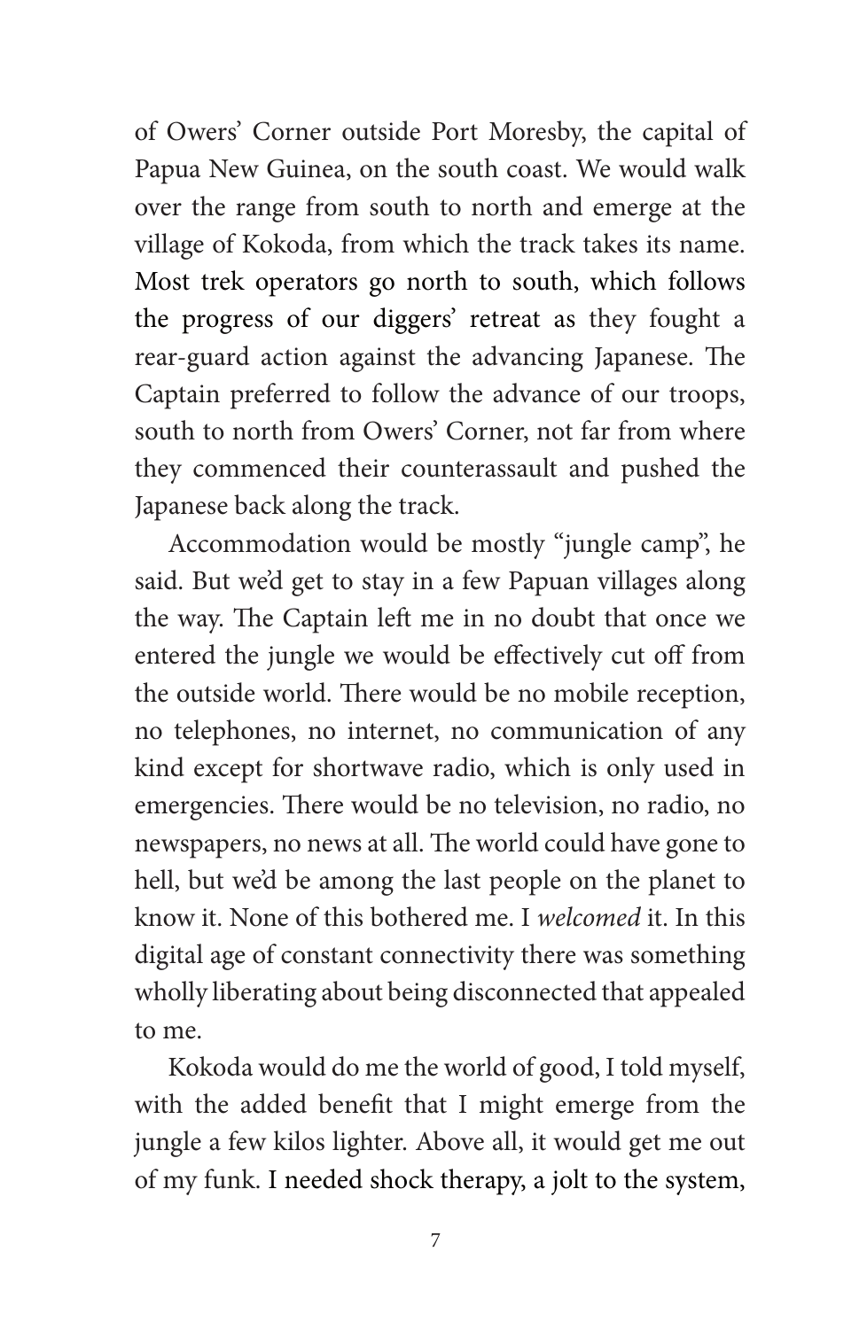of Owers' Corner outside Port Moresby, the capital of Papua New Guinea, on the south coast. We would walk over the range from south to north and emerge at the village of Kokoda, from which the track takes its name. Most trek operators go north to south, which follows the progress of our diggers' retreat as they fought a rear-guard action against the advancing Japanese. The Captain preferred to follow the advance of our troops, south to north from Owers' Corner, not far from where they commenced their counterassault and pushed the Japanese back along the track.

Accommodation would be mostly "jungle camp", he said. But we'd get to stay in a few Papuan villages along the way. The Captain left me in no doubt that once we entered the jungle we would be effectively cut off from the outside world. There would be no mobile reception, no telephones, no internet, no communication of any kind except for shortwave radio, which is only used in emergencies. There would be no television, no radio, no newspapers, no news at all. The world could have gone to hell, but we'd be among the last people on the planet to know it. None of this bothered me. I *welcomed* it. In this digital age of constant connectivity there was something wholly liberating about being disconnected that appealed to me.

Kokoda would do me the world of good, I told myself, with the added benefit that I might emerge from the jungle a few kilos lighter. Above all, it would get me out of my funk. I needed shock therapy, a jolt to the system,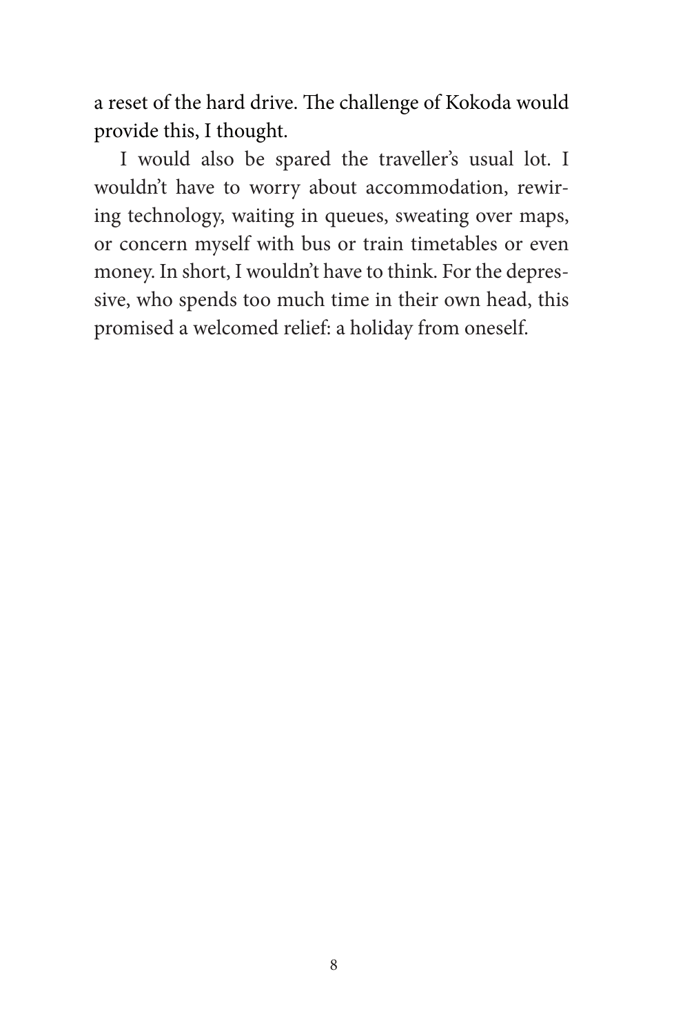a reset of the hard drive. The challenge of Kokoda would provide this, I thought.

I would also be spared the traveller's usual lot. I wouldn't have to worry about accommodation, rewiring technology, waiting in queues, sweating over maps, or concern myself with bus or train timetables or even money. In short, I wouldn't have to think. For the depressive, who spends too much time in their own head, this promised a welcomed relief: a holiday from oneself.